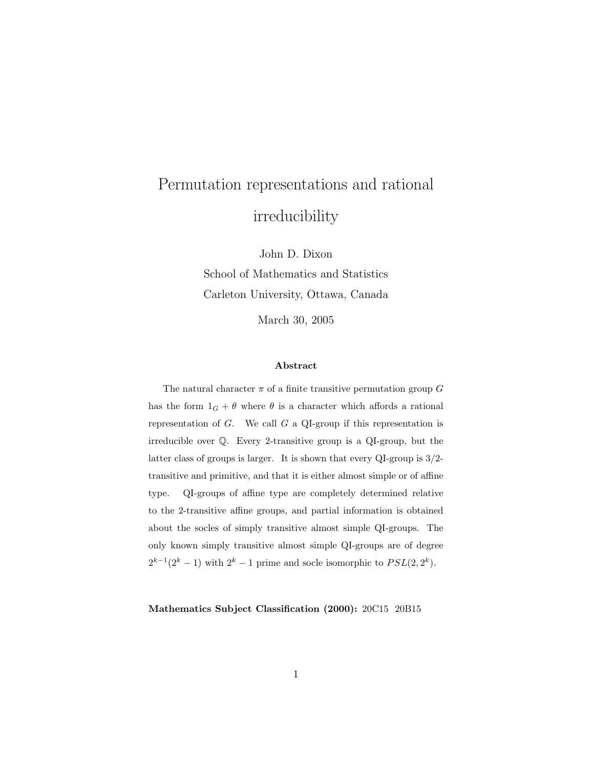# Permutation representations and rational irreducibility

John D. Dixon

School of Mathematics and Statistics

Carleton University, Ottawa, Canada

March 30, 2005

### Abstract

The natural character $\pi$ of a finite transitive permutation group $G$ has the form $1_G + \theta$ where $\theta$ is a character which affords a rational representation of $G$. We call $G$ a QI-group if this representation is irreducible over $\mathbb{Q}$. Every 2-transitive group is a QI-group, but the latter class of groups is larger. It is shown that every QI-group is 3/2-transitive and primitive, and that it is either almost simple or of affine type. QI-groups of affine type are completely determined relative to the 2-transitive affine groups, and partial information is obtained about the socles of simply transitive almost simple QI-groups. The only known simply transitive almost simple QI-groups are of degree $2^{k-1}(2^k - 1)$ with $2^k - 1$ prime and socle isomorphic to $PSL(2, 2^k)$.

**Mathematics Subject Classification (2000):** 20C15 20B15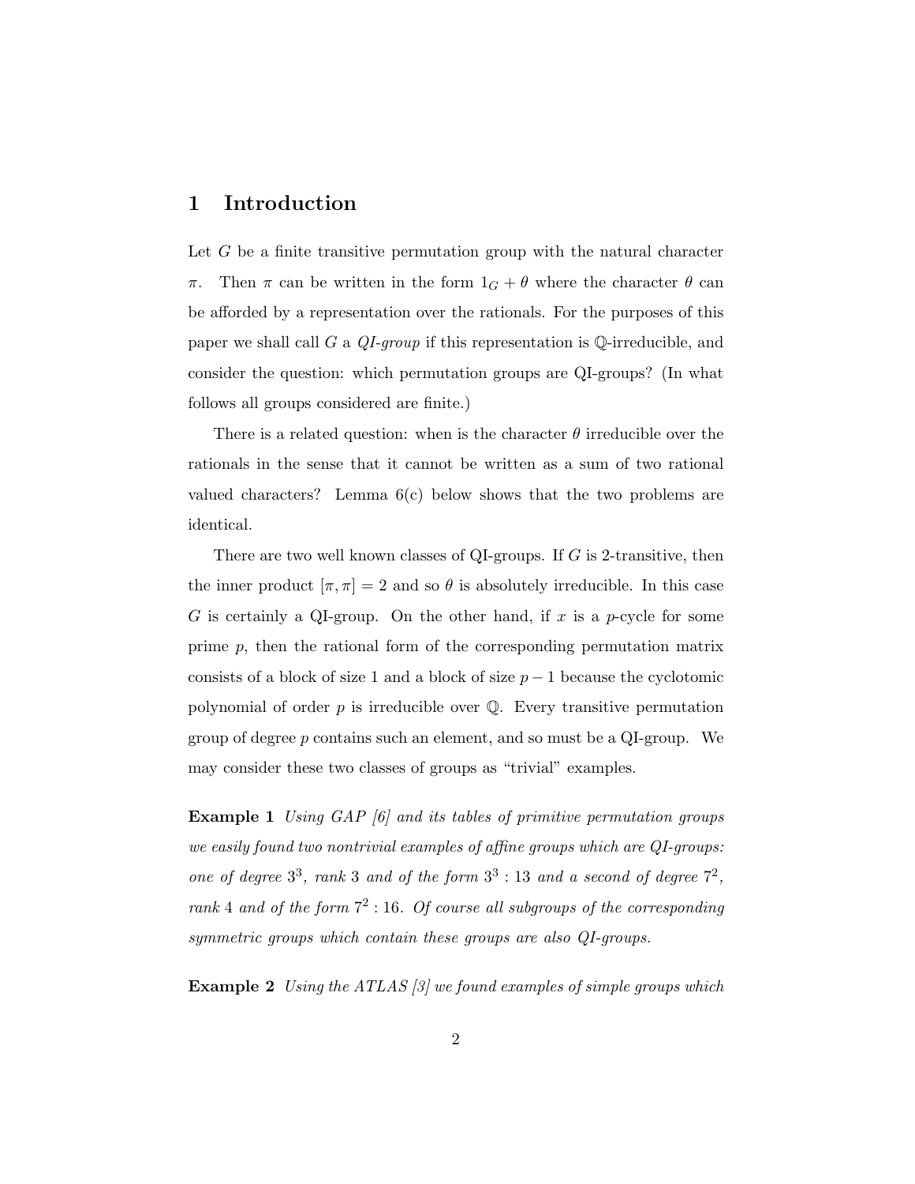## 1 Introduction

Let $G$ be a finite transitive permutation group with the natural character $\pi$. Then $\pi$ can be written in the form $1_G + \theta$ where the character $\theta$ can be afforded by a representation over the rationals. For the purposes of this paper we shall call $G$ a *QI-group* if this representation is $\mathbb{Q}$-irreducible, and consider the question: which permutation groups are QI-groups? (In what follows all groups considered are finite.)

There is a related question: when is the character $\theta$ irreducible over the rationals in the sense that it cannot be written as a sum of two rational valued characters? Lemma 6(c) below shows that the two problems are identical.

There are two well known classes of QI-groups. If $G$ is 2-transitive, then the inner product $[\pi, \pi] = 2$ and so $\theta$ is absolutely irreducible. In this case $G$ is certainly a QI-group. On the other hand, if $x$ is a $p$-cycle for some prime $p$, then the rational form of the corresponding permutation matrix consists of a block of size 1 and a block of size $p-1$ because the cyclotomic polynomial of order $p$ is irreducible over $\mathbb{Q}$. Every transitive permutation group of degree $p$ contains such an element, and so must be a QI-group. We may consider these two classes of groups as "trivial" examples.

**Example 1** *Using GAP [6] and its tables of primitive permutation groups we easily found two nontrivial examples of affine groups which are QI-groups: one of degree $3^3$, rank 3 and of the form $3^3 : 13$ and a second of degree $7^2$, rank 4 and of the form $7^2 : 16$. Of course all subgroups of the corresponding symmetric groups which contain these groups are also QI-groups.*

**Example 2** *Using the ATLAS [3] we found examples of simple groups which*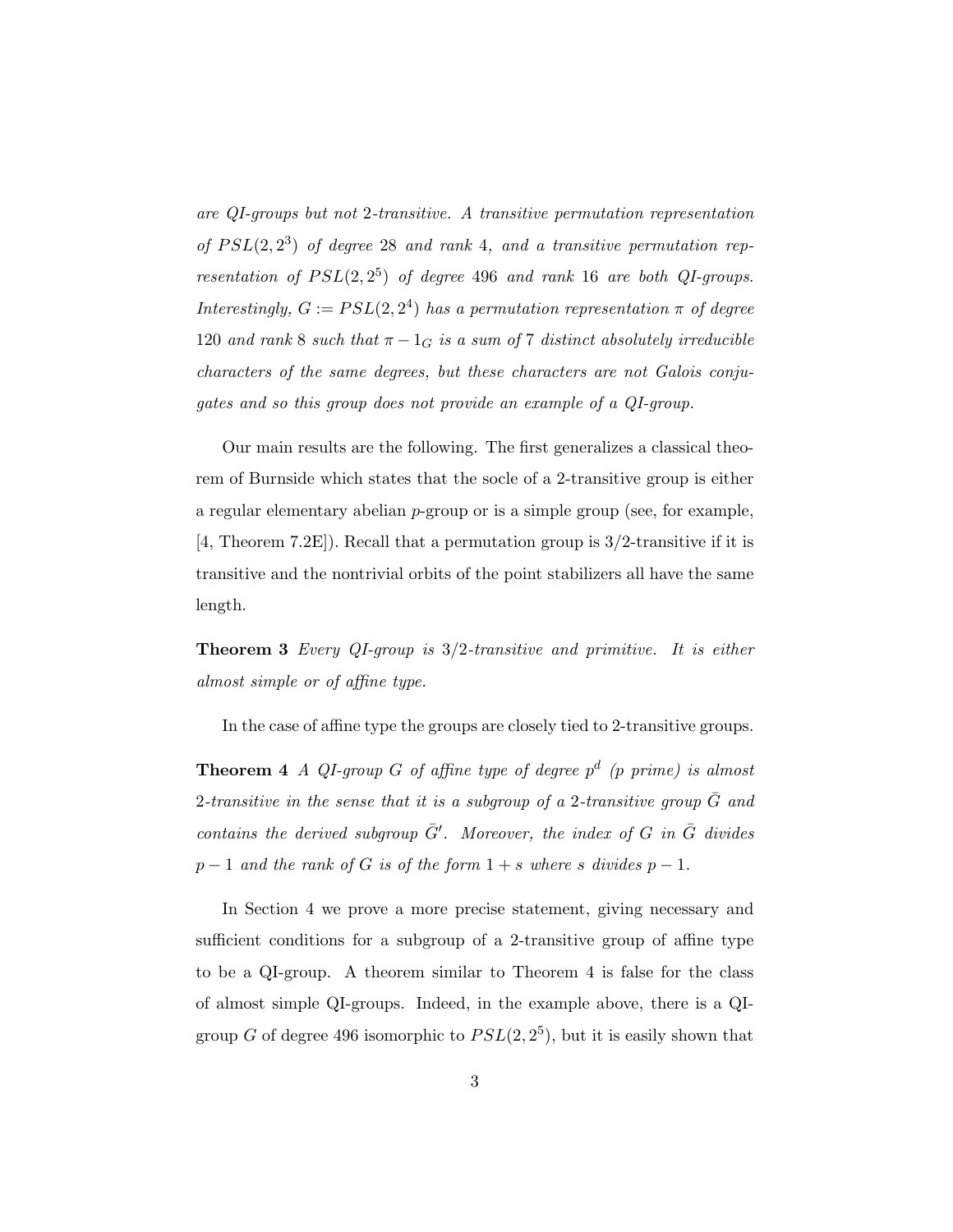*are QI-groups but not 2-transitive. A transitive permutation representation of $PSL(2,2^3)$ of degree 28 and rank 4, and a transitive permutation representation of $PSL(2,2^5)$ of degree 496 and rank 16 are both QI-groups. Interestingly, $G := PSL(2,2^4)$ has a permutation representation $\pi$ of degree 120 and rank 8 such that $\pi - 1_G$ is a sum of 7 distinct absolutely irreducible characters of the same degrees, but these characters are not Galois conjugates and so this group does not provide an example of a QI-group.*

Our main results are the following. The first generalizes a classical theorem of Burnside which states that the socle of a 2-transitive group is either a regular elementary abelian $p$-group or is a simple group (see, for example, [4, Theorem 7.2E]). Recall that a permutation group is 3/2-transitive if it is transitive and the nontrivial orbits of the point stabilizers all have the same length.

**Theorem 3** *Every QI-group is 3/2-transitive and primitive. It is either almost simple or of affine type.*

In the case of affine type the groups are closely tied to 2-transitive groups.

**Theorem 4** *A QI-group $G$ of affine type of degree $p^d$ ($p$ prime) is almost 2-transitive in the sense that it is a subgroup of a 2-transitive group $\bar{G}$ and contains the derived subgroup $\bar{G}'$. Moreover, the index of $G$ in $\bar{G}$ divides $p-1$ and the rank of $G$ is of the form $1+s$ where $s$ divides $p-1$.*

In Section 4 we prove a more precise statement, giving necessary and sufficient conditions for a subgroup of a 2-transitive group of affine type to be a QI-group. A theorem similar to Theorem 4 is false for the class of almost simple QI-groups. Indeed, in the example above, there is a QI-group $G$ of degree 496 isomorphic to $PSL(2,2^5)$, but it is easily shown that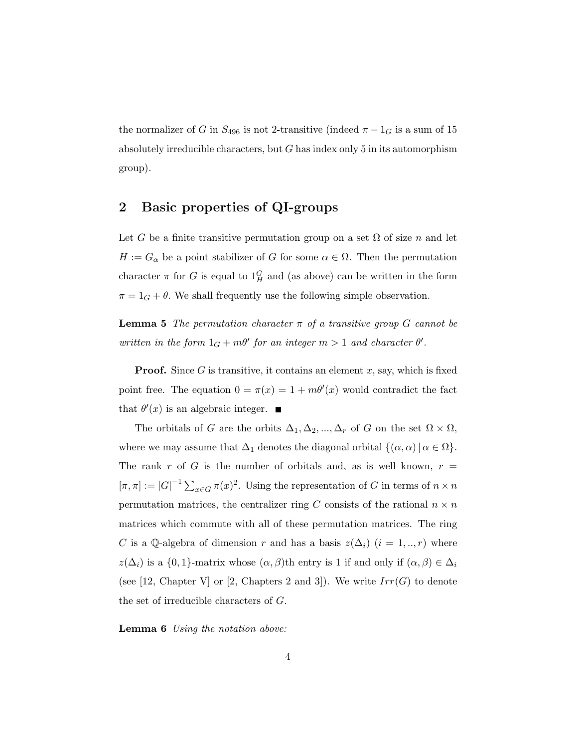the normalizer of $G$ in $S_{496}$ is not 2-transitive (indeed $\pi - 1_G$ is a sum of 15 absolutely irreducible characters, but $G$ has index only 5 in its automorphism group).

## 2 Basic properties of QI-groups

Let $G$ be a finite transitive permutation group on a set $\Omega$ of size $n$ and let $H := G_\alpha$ be a point stabilizer of $G$ for some $\alpha \in \Omega$. Then the permutation character $\pi$ for $G$ is equal to $1_H^G$ and (as above) can be written in the form $\pi = 1_G + \theta$. We shall frequently use the following simple observation.

**Lemma 5** *The permutation character $\pi$ of a transitive group $G$ cannot be written in the form $1_G + m\theta'$ for an integer $m > 1$ and character $\theta'$.*

**Proof.** Since $G$ is transitive, it contains an element $x$, say, which is fixed point free. The equation $0 = \pi(x) = 1 + m\theta'(x)$ would contradict the fact that $\theta'(x)$ is an algebraic integer. ■

The orbitals of $G$ are the orbits $\Delta_1, \Delta_2, ..., \Delta_r$ of $G$ on the set $\Omega \times \Omega$, where we may assume that $\Delta_1$ denotes the diagonal orbital $\{(\alpha, \alpha) \,|\, \alpha \in \Omega\}$. The rank $r$ of $G$ is the number of orbitals and, as is well known, $r = [\pi, \pi] := |G|^{-1} \sum_{x \in G} \pi(x)^2$. Using the representation of $G$ in terms of $n \times n$ permutation matrices, the centralizer ring $C$ consists of the rational $n \times n$ matrices which commute with all of these permutation matrices. The ring $C$ is a $\mathbb{Q}$-algebra of dimension $r$ and has a basis $z(\Delta_i)$ $(i = 1, .., r)$ where $z(\Delta_i)$ is a $\{0, 1\}$-matrix whose $(\alpha, \beta)$th entry is 1 if and only if $(\alpha, \beta) \in \Delta_i$ (see [12, Chapter V] or [2, Chapters 2 and 3]). We write $Irr(G)$ to denote the set of irreducible characters of $G$.

**Lemma 6** *Using the notation above:*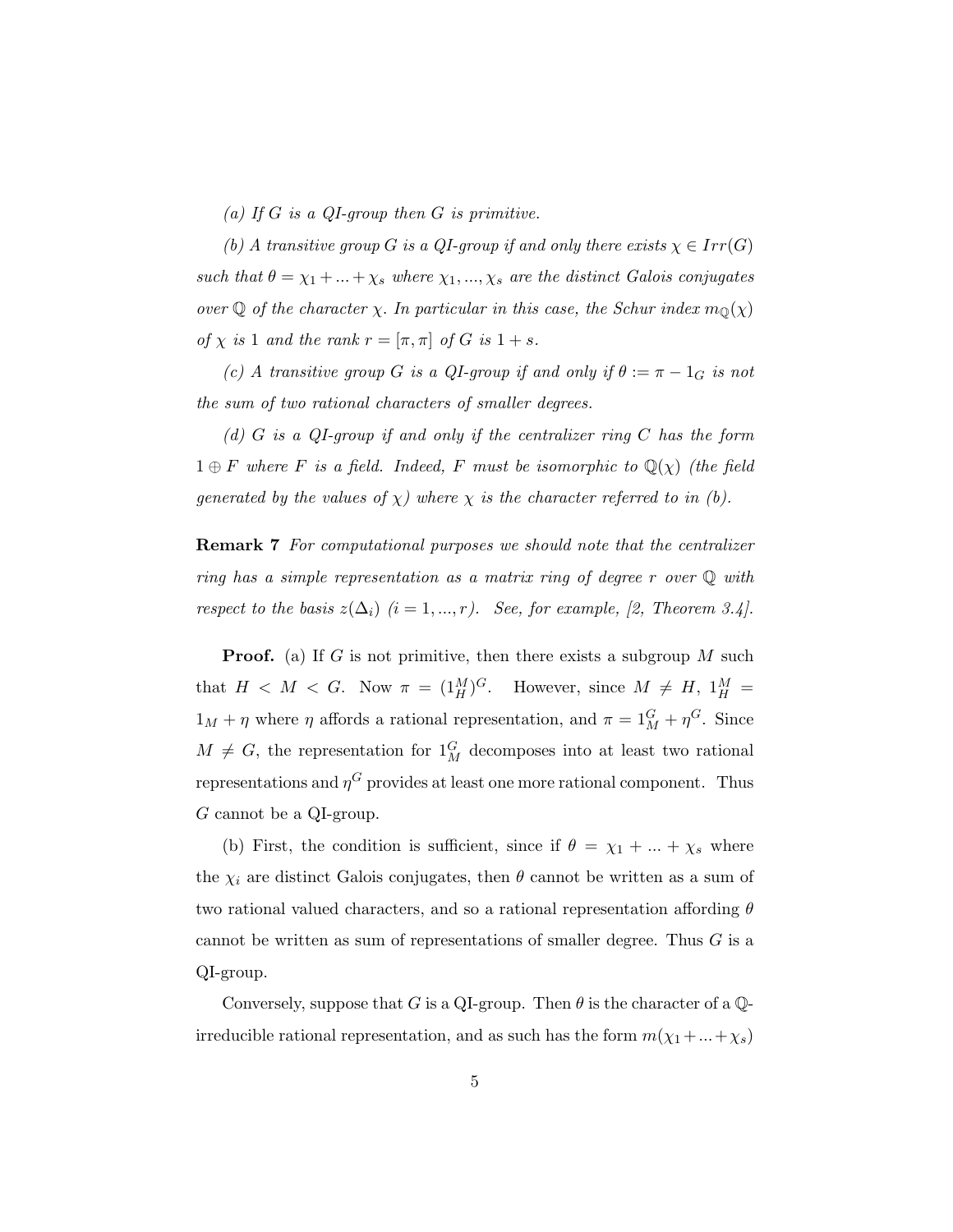*(a) If $G$ is a QI-group then $G$ is primitive.*

*(b) A transitive group $G$ is a QI-group if and only there exists $\chi \in Irr(G)$ such that $\theta = \chi_1 + ... + \chi_s$ where $\chi_1, ..., \chi_s$ are the distinct Galois conjugates over $\mathbb{Q}$ of the character $\chi$. In particular in this case, the Schur index $m_{\mathbb{Q}}(\chi)$ of $\chi$ is 1 and the rank $r = [\pi, \pi]$ of $G$ is $1 + s$.*

*(c) A transitive group $G$ is a QI-group if and only if $\theta := \pi - 1_G$ is not the sum of two rational characters of smaller degrees.*

*(d) $G$ is a QI-group if and only if the centralizer ring $C$ has the form $1 \oplus F$ where $F$ is a field. Indeed, $F$ must be isomorphic to $\mathbb{Q}(\chi)$ (the field generated by the values of $\chi$) where $\chi$ is the character referred to in (b).*

**Remark 7** *For computational purposes we should note that the centralizer ring has a simple representation as a matrix ring of degree $r$ over $\mathbb{Q}$ with respect to the basis $z(\Delta_i)$ $(i = 1, ..., r)$. See, for example, [2, Theorem 3.4].*

**Proof.** (a) If $G$ is not primitive, then there exists a subgroup $M$ such that $H < M < G$. Now $\pi = (1_H^M)^G$. However, since $M \neq H$, $1_H^M = 1_M + \eta$ where $\eta$ affords a rational representation, and $\pi = 1_M^G + \eta^G$. Since $M \neq G$, the representation for $1_M^G$ decomposes into at least two rational representations and $\eta^G$ provides at least one more rational component. Thus $G$ cannot be a QI-group.

(b) First, the condition is sufficient, since if $\theta = \chi_1 + ... + \chi_s$ where the $\chi_i$ are distinct Galois conjugates, then $\theta$ cannot be written as a sum of two rational valued characters, and so a rational representation affording $\theta$ cannot be written as sum of representations of smaller degree. Thus $G$ is a QI-group.

Conversely, suppose that $G$ is a QI-group. Then $\theta$ is the character of a $\mathbb{Q}$-irreducible rational representation, and as such has the form $m(\chi_1 + ... + \chi_s)$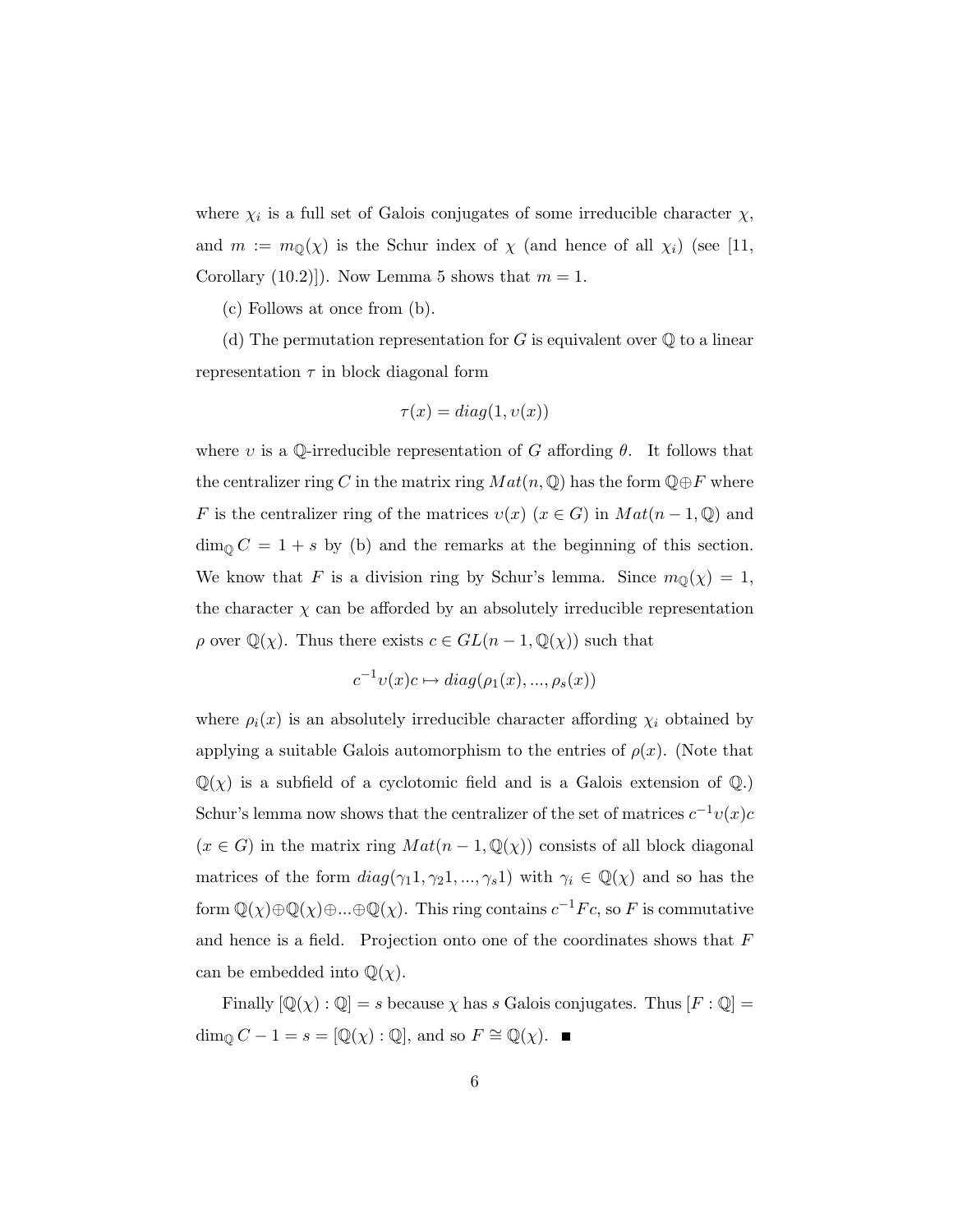where $\chi_i$ is a full set of Galois conjugates of some irreducible character $\chi$, and $m := m_{\mathbb{Q}}(\chi)$ is the Schur index of $\chi$ (and hence of all $\chi_i$) (see [11, Corollary (10.2)]). Now Lemma 5 shows that $m = 1$.

(c) Follows at once from (b).

(d) The permutation representation for $G$ is equivalent over $\mathbb{Q}$ to a linear representation $\tau$ in block diagonal form

$$\tau(x) = diag(1, \upsilon(x))$$

where $\upsilon$ is a $\mathbb{Q}$-irreducible representation of $G$ affording $\theta$. It follows that the centralizer ring $C$ in the matrix ring $Mat(n, \mathbb{Q})$ has the form $\mathbb{Q} \oplus F$ where $F$ is the centralizer ring of the matrices $\upsilon(x)$ $(x \in G)$ in $Mat(n-1, \mathbb{Q})$ and $\dim_{\mathbb{Q}} C = 1 + s$ by (b) and the remarks at the beginning of this section. We know that $F$ is a division ring by Schur's lemma. Since $m_{\mathbb{Q}}(\chi) = 1$, the character $\chi$ can be afforded by an absolutely irreducible representation $\rho$ over $\mathbb{Q}(\chi)$. Thus there exists $c \in GL(n-1, \mathbb{Q}(\chi))$ such that

$$c^{-1}\upsilon(x)c \mapsto diag(\rho_1(x), ..., \rho_s(x))$$

where $\rho_i(x)$ is an absolutely irreducible character affording $\chi_i$ obtained by applying a suitable Galois automorphism to the entries of $\rho(x)$. (Note that $\mathbb{Q}(\chi)$ is a subfield of a cyclotomic field and is a Galois extension of $\mathbb{Q}$.) Schur's lemma now shows that the centralizer of the set of matrices $c^{-1}\upsilon(x)c$ $(x \in G)$ in the matrix ring $Mat(n-1, \mathbb{Q}(\chi))$ consists of all block diagonal matrices of the form $diag(\gamma_1 1, \gamma_2 1, ..., \gamma_s 1)$ with $\gamma_i \in \mathbb{Q}(\chi)$ and so has the form $\mathbb{Q}(\chi) \oplus \mathbb{Q}(\chi) \oplus ... \oplus \mathbb{Q}(\chi)$. This ring contains $c^{-1}Fc$, so $F$ is commutative and hence is a field. Projection onto one of the coordinates shows that $F$ can be embedded into $\mathbb{Q}(\chi)$.

Finally $[\mathbb{Q}(\chi) : \mathbb{Q}] = s$ because $\chi$ has $s$ Galois conjugates. Thus $[F : \mathbb{Q}] = \dim_{\mathbb{Q}} C - 1 = s = [\mathbb{Q}(\chi) : \mathbb{Q}]$, and so $F \cong \mathbb{Q}(\chi)$. ∎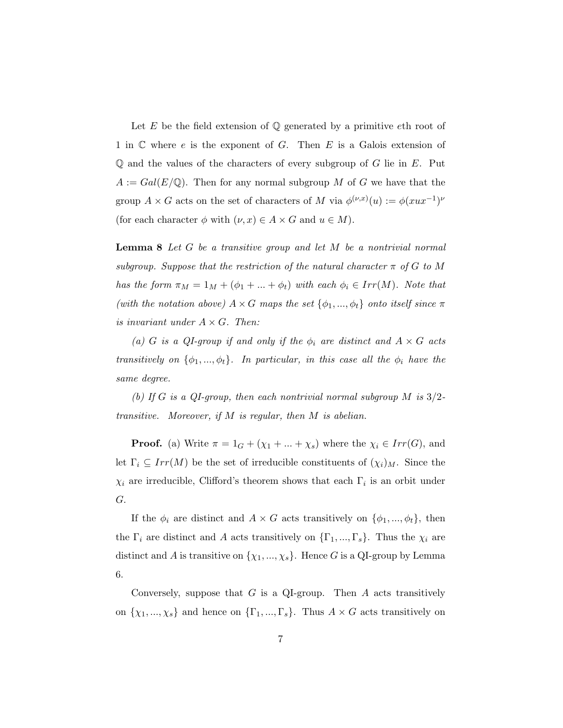Let $E$ be the field extension of $\mathbb{Q}$ generated by a primitive $e$th root of 1 in $\mathbb{C}$ where $e$ is the exponent of $G$. Then $E$ is a Galois extension of $\mathbb{Q}$ and the values of the characters of every subgroup of $G$ lie in $E$. Put $A := Gal(E/\mathbb{Q})$. Then for any normal subgroup $M$ of $G$ we have that the group $A \times G$ acts on the set of characters of $M$ via $\phi^{(\nu,x)}(u) := \phi(xux^{-1})^{\nu}$ (for each character $\phi$ with $(\nu, x) \in A \times G$ and $u \in M$).

**Lemma 8** *Let $G$ be a transitive group and let $M$ be a nontrivial normal subgroup. Suppose that the restriction of the natural character $\pi$ of $G$ to $M$ has the form $\pi_M = 1_M + (\phi_1 + ... + \phi_t)$ with each $\phi_i \in Irr(M)$. Note that (with the notation above) $A \times G$ maps the set $\{\phi_1, ..., \phi_t\}$ onto itself since $\pi$ is invariant under $A \times G$. Then:*

*(a) $G$ is a QI-group if and only if the $\phi_i$ are distinct and $A \times G$ acts transitively on $\{\phi_1, ..., \phi_t\}$. In particular, in this case all the $\phi_i$ have the same degree.*

*(b) If $G$ is a QI-group, then each nontrivial normal subgroup $M$ is $3/2$-transitive. Moreover, if $M$ is regular, then $M$ is abelian.*

**Proof.** (a) Write $\pi = 1_G + (\chi_1 + ... + \chi_s)$ where the $\chi_i \in Irr(G)$, and let $\Gamma_i \subseteq Irr(M)$ be the set of irreducible constituents of $(\chi_i)_M$. Since the $\chi_i$ are irreducible, Clifford's theorem shows that each $\Gamma_i$ is an orbit under $G$.

If the $\phi_i$ are distinct and $A \times G$ acts transitively on $\{\phi_1, ..., \phi_t\}$, then the $\Gamma_i$ are distinct and $A$ acts transitively on $\{\Gamma_1, ..., \Gamma_s\}$. Thus the $\chi_i$ are distinct and $A$ is transitive on $\{\chi_1, ..., \chi_s\}$. Hence $G$ is a QI-group by Lemma 6.

Conversely, suppose that $G$ is a QI-group. Then $A$ acts transitively on $\{\chi_1, ..., \chi_s\}$ and hence on $\{\Gamma_1, ..., \Gamma_s\}$. Thus $A \times G$ acts transitively on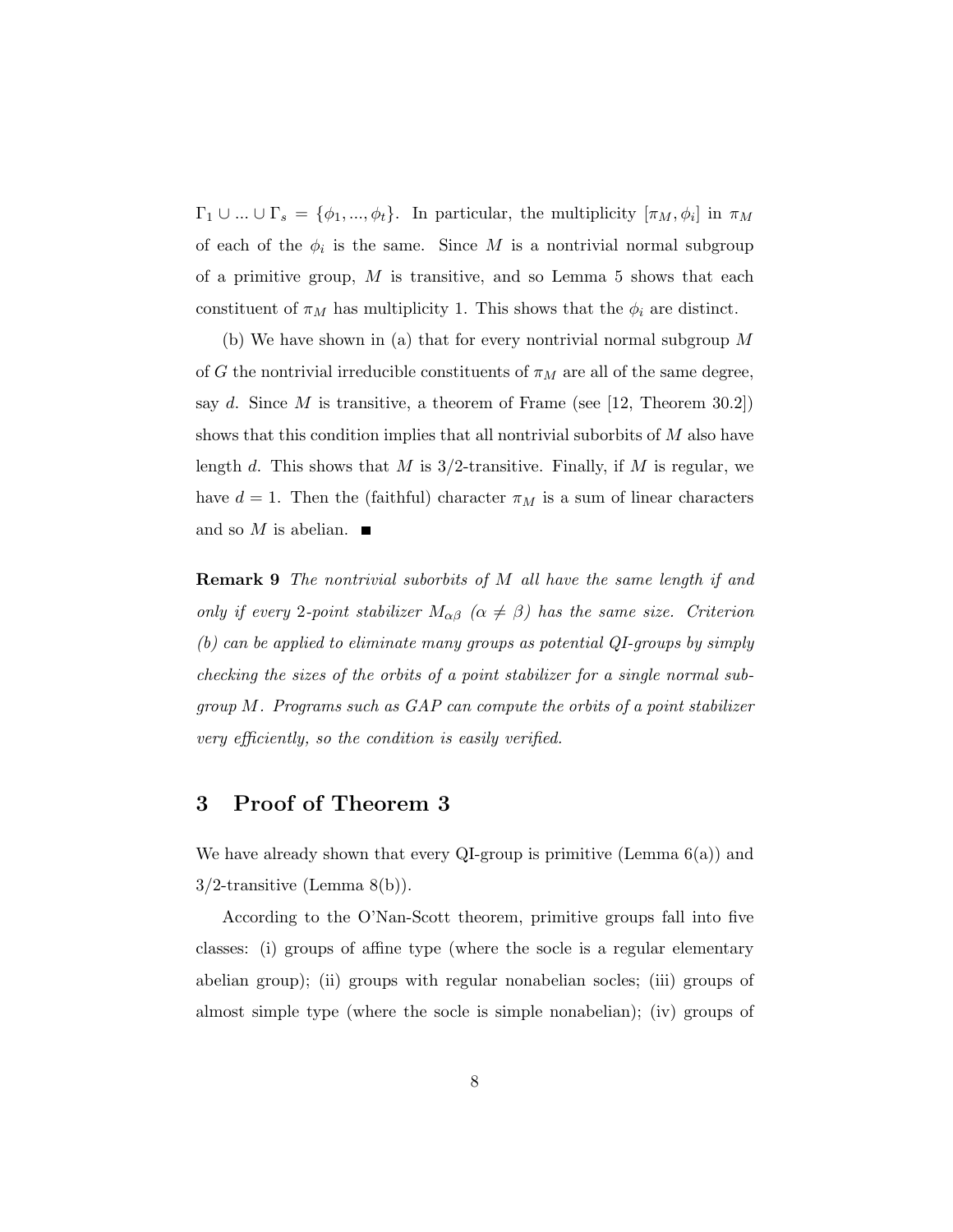$\Gamma_1 \cup ... \cup \Gamma_s = \{\phi_1, ..., \phi_t\}$. In particular, the multiplicity $[\pi_M, \phi_i]$ in $\pi_M$ of each of the $\phi_i$ is the same. Since $M$ is a nontrivial normal subgroup of a primitive group, $M$ is transitive, and so Lemma 5 shows that each constituent of $\pi_M$ has multiplicity 1. This shows that the $\phi_i$ are distinct.

(b) We have shown in (a) that for every nontrivial normal subgroup $M$ of $G$ the nontrivial irreducible constituents of $\pi_M$ are all of the same degree, say $d$. Since $M$ is transitive, a theorem of Frame (see [12, Theorem 30.2]) shows that this condition implies that all nontrivial suborbits of $M$ also have length $d$. This shows that $M$ is $3/2$-transitive. Finally, if $M$ is regular, we have $d = 1$. Then the (faithful) character $\pi_M$ is a sum of linear characters and so $M$ is abelian. ■

**Remark 9** *The nontrivial suborbits of $M$ all have the same length if and only if every 2-point stabilizer $M_{\alpha\beta}$ ($\alpha \neq \beta$) has the same size. Criterion (b) can be applied to eliminate many groups as potential QI-groups by simply checking the sizes of the orbits of a point stabilizer for a single normal subgroup $M$. Programs such as GAP can compute the orbits of a point stabilizer very efficiently, so the condition is easily verified.*

## 3 Proof of Theorem 3

We have already shown that every QI-group is primitive (Lemma 6(a)) and $3/2$-transitive (Lemma 8(b)).

According to the O'Nan-Scott theorem, primitive groups fall into five classes: (i) groups of affine type (where the socle is a regular elementary abelian group); (ii) groups with regular nonabelian socles; (iii) groups of almost simple type (where the socle is simple nonabelian); (iv) groups of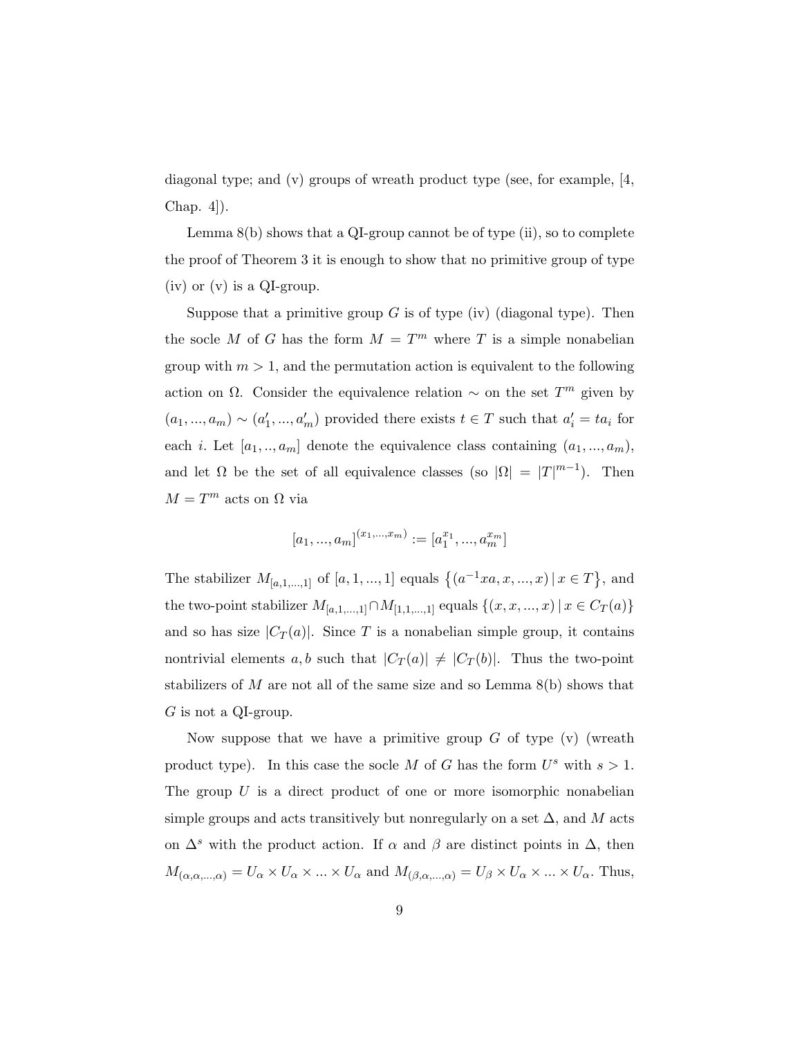diagonal type; and (v) groups of wreath product type (see, for example, [4, Chap. 4]).

Lemma 8(b) shows that a QI-group cannot be of type (ii), so to complete the proof of Theorem 3 it is enough to show that no primitive group of type (iv) or (v) is a QI-group.

Suppose that a primitive group $G$ is of type (iv) (diagonal type). Then the socle $M$ of $G$ has the form $M = T^m$ where $T$ is a simple nonabelian group with $m > 1$, and the permutation action is equivalent to the following action on $\Omega$. Consider the equivalence relation $\sim$ on the set $T^m$ given by $(a_1, ..., a_m) \sim (a'_1, ..., a'_m)$ provided there exists $t \in T$ such that $a'_i = ta_i$ for each $i$. Let $[a_1, .., a_m]$ denote the equivalence class containing $(a_1, ..., a_m)$, and let $\Omega$ be the set of all equivalence classes (so $|\Omega| = |T|^{m-1}$). Then $M = T^m$ acts on $\Omega$ via

$$[a_1, ..., a_m]^{(x_1,...,x_m)} := [a_1^{x_1}, ..., a_m^{x_m}]$$

The stabilizer $M_{[a,1,...,1]}$ of $[a, 1, ..., 1]$ equals $\{(a^{-1}xa, x, ..., x) \,|\, x \in T\}$, and the two-point stabilizer $M_{[a,1,...,1]} \cap M_{[1,1,...,1]}$ equals $\{(x, x, ..., x) \,|\, x \in C_T(a)\}$ and so has size $|C_T(a)|$. Since $T$ is a nonabelian simple group, it contains nontrivial elements $a, b$ such that $|C_T(a)| \neq |C_T(b)|$. Thus the two-point stabilizers of $M$ are not all of the same size and so Lemma 8(b) shows that $G$ is not a QI-group.

Now suppose that we have a primitive group $G$ of type (v) (wreath product type). In this case the socle $M$ of $G$ has the form $U^s$ with $s > 1$. The group $U$ is a direct product of one or more isomorphic nonabelian simple groups and acts transitively but nonregularly on a set $\Delta$, and $M$ acts on $\Delta^s$ with the product action. If $\alpha$ and $\beta$ are distinct points in $\Delta$, then $M_{(\alpha,\alpha,...,\alpha)} = U_\alpha \times U_\alpha \times ... \times U_\alpha$ and $M_{(\beta,\alpha,...,\alpha)} = U_\beta \times U_\alpha \times ... \times U_\alpha$. Thus,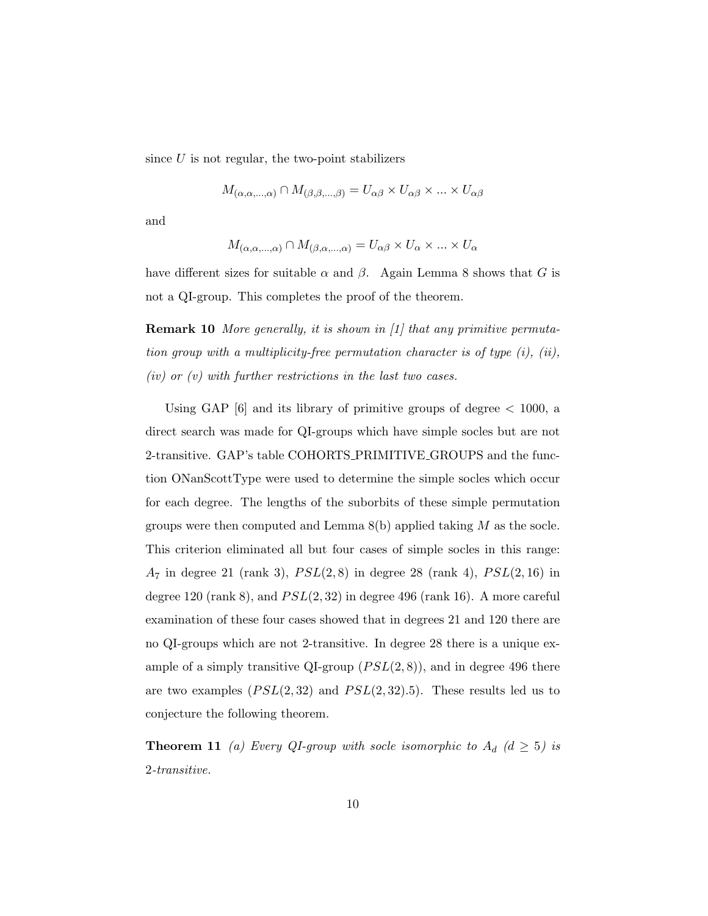since $U$ is not regular, the two-point stabilizers

$$M_{(\alpha,\alpha,\ldots,\alpha)} \cap M_{(\beta,\beta,\ldots,\beta)} = U_{\alpha\beta} \times U_{\alpha\beta} \times \ldots \times U_{\alpha\beta}$$

and

$$M_{(\alpha,\alpha,\ldots,\alpha)} \cap M_{(\beta,\alpha,\ldots,\alpha)} = U_{\alpha\beta} \times U_{\alpha} \times \ldots \times U_{\alpha}$$

have different sizes for suitable $\alpha$ and $\beta$. Again Lemma 8 shows that $G$ is not a QI-group. This completes the proof of the theorem.

**Remark 10** *More generally, it is shown in [1] that any primitive permutation group with a multiplicity-free permutation character is of type (i), (ii), (iv) or (v) with further restrictions in the last two cases.*

Using GAP [6] and its library of primitive groups of degree $< 1000$, a direct search was made for QI-groups which have simple socles but are not 2-transitive. GAP's table COHORTS_PRIMITIVE_GROUPS and the function ONanScottType were used to determine the simple socles which occur for each degree. The lengths of the suborbits of these simple permutation groups were then computed and Lemma 8(b) applied taking $M$ as the socle. This criterion eliminated all but four cases of simple socles in this range: $A_7$ in degree 21 (rank 3), $PSL(2,8)$ in degree 28 (rank 4), $PSL(2,16)$ in degree 120 (rank 8), and $PSL(2,32)$ in degree 496 (rank 16). A more careful examination of these four cases showed that in degrees 21 and 120 there are no QI-groups which are not 2-transitive. In degree 28 there is a unique example of a simply transitive QI-group ($PSL(2,8)$), and in degree 496 there are two examples ($PSL(2,32)$ and $PSL(2,32).5$). These results led us to conjecture the following theorem.

**Theorem 11** *(a) Every QI-group with socle isomorphic to $A_d$ ($d \geq 5$) is 2-transitive.*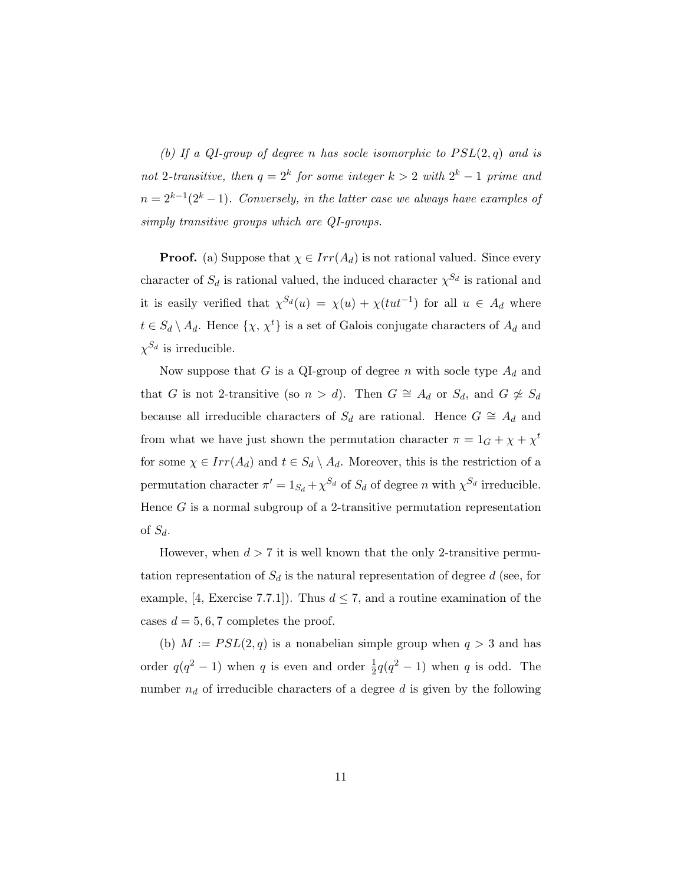*(b) If a QI-group of degree $n$ has socle isomorphic to $PSL(2,q)$ and is not 2-transitive, then $q = 2^k$ for some integer $k > 2$ with $2^k - 1$ prime and $n = 2^{k-1}(2^k - 1)$. Conversely, in the latter case we always have examples of simply transitive groups which are QI-groups.*

**Proof.** (a) Suppose that $\chi \in Irr(A_d)$ is not rational valued. Since every character of $S_d$ is rational valued, the induced character $\chi^{S_d}$ is rational and it is easily verified that $\chi^{S_d}(u) = \chi(u) + \chi(tut^{-1})$ for all $u \in A_d$ where $t \in S_d \setminus A_d$. Hence $\{\chi, \chi^t\}$ is a set of Galois conjugate characters of $A_d$ and $\chi^{S_d}$ is irreducible.

Now suppose that $G$ is a QI-group of degree $n$ with socle type $A_d$ and that $G$ is not 2-transitive (so $n > d$). Then $G \cong A_d$ or $S_d$, and $G \not\cong S_d$ because all irreducible characters of $S_d$ are rational. Hence $G \cong A_d$ and from what we have just shown the permutation character $\pi = 1_G + \chi + \chi^t$ for some $\chi \in Irr(A_d)$ and $t \in S_d \setminus A_d$. Moreover, this is the restriction of a permutation character $\pi' = 1_{S_d} + \chi^{S_d}$ of $S_d$ of degree $n$ with $\chi^{S_d}$ irreducible. Hence $G$ is a normal subgroup of a 2-transitive permutation representation of $S_d$.

However, when $d > 7$ it is well known that the only 2-transitive permutation representation of $S_d$ is the natural representation of degree $d$ (see, for example, [4, Exercise 7.7.1]). Thus $d \leq 7$, and a routine examination of the cases $d = 5, 6, 7$ completes the proof.

(b) $M := PSL(2,q)$ is a nonabelian simple group when $q > 3$ and has order $q(q^2 - 1)$ when $q$ is even and order $\frac{1}{2}q(q^2 - 1)$ when $q$ is odd. The number $n_d$ of irreducible characters of a degree $d$ is given by the following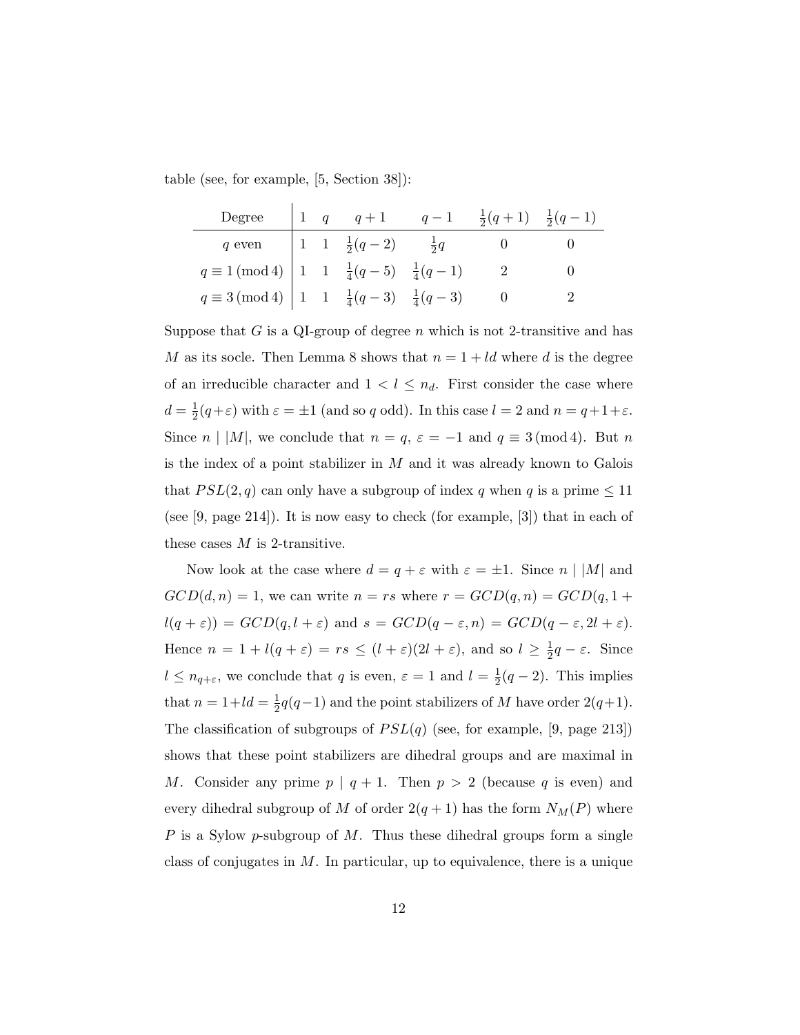table (see, for example, [5, Section 38]):

| Degree | $1$ | $q$ | $q+1$ | $q-1$ | $\frac{1}{2}(q+1)$ | $\frac{1}{2}(q-1)$ |
|---|---|---|---|---|---|---|
| $q$ even | $1$ | $1$ | $\frac{1}{2}(q-2)$ | $\frac{1}{2}q$ | $0$ | $0$ |
| $q \equiv 1 \,(\mathrm{mod}\, 4)$ | $1$ | $1$ | $\frac{1}{4}(q-5)$ | $\frac{1}{4}(q-1)$ | $2$ | $0$ |
| $q \equiv 3 \,(\mathrm{mod}\, 4)$ | $1$ | $1$ | $\frac{1}{4}(q-3)$ | $\frac{1}{4}(q-3)$ | $0$ | $2$ |

Suppose that $G$ is a QI-group of degree $n$ which is not 2-transitive and has $M$ as its socle. Then Lemma 8 shows that $n = 1 + ld$ where $d$ is the degree of an irreducible character and $1 < l \leq n_d$. First consider the case where $d = \frac{1}{2}(q+\varepsilon)$ with $\varepsilon = \pm 1$ (and so $q$ odd). In this case $l = 2$ and $n = q+1+\varepsilon$. Since $n \mid |M|$, we conclude that $n = q$, $\varepsilon = -1$ and $q \equiv 3 \,(\mathrm{mod}\, 4)$. But $n$ is the index of a point stabilizer in $M$ and it was already known to Galois that $PSL(2, q)$ can only have a subgroup of index $q$ when $q$ is a prime $\leq 11$ (see [9, page 214]). It is now easy to check (for example, [3]) that in each of these cases $M$ is 2-transitive.

Now look at the case where $d = q + \varepsilon$ with $\varepsilon = \pm 1$. Since $n \mid |M|$ and $GCD(d, n) = 1$, we can write $n = rs$ where $r = GCD(q, n) = GCD(q, 1 + l(q + \varepsilon)) = GCD(q, l + \varepsilon)$ and $s = GCD(q - \varepsilon, n) = GCD(q - \varepsilon, 2l + \varepsilon)$. Hence $n = 1 + l(q + \varepsilon) = rs \leq (l + \varepsilon)(2l + \varepsilon)$, and so $l \geq \frac{1}{2}q - \varepsilon$. Since $l \leq n_{q+\varepsilon}$, we conclude that $q$ is even, $\varepsilon = 1$ and $l = \frac{1}{2}(q-2)$. This implies that $n = 1 + ld = \frac{1}{2}q(q-1)$ and the point stabilizers of $M$ have order $2(q+1)$. The classification of subgroups of $PSL(q)$ (see, for example, [9, page 213]) shows that these point stabilizers are dihedral groups and are maximal in $M$. Consider any prime $p \mid q + 1$. Then $p > 2$ (because $q$ is even) and every dihedral subgroup of $M$ of order $2(q+1)$ has the form $N_M(P)$ where $P$ is a Sylow $p$-subgroup of $M$. Thus these dihedral groups form a single class of conjugates in $M$. In particular, up to equivalence, there is a unique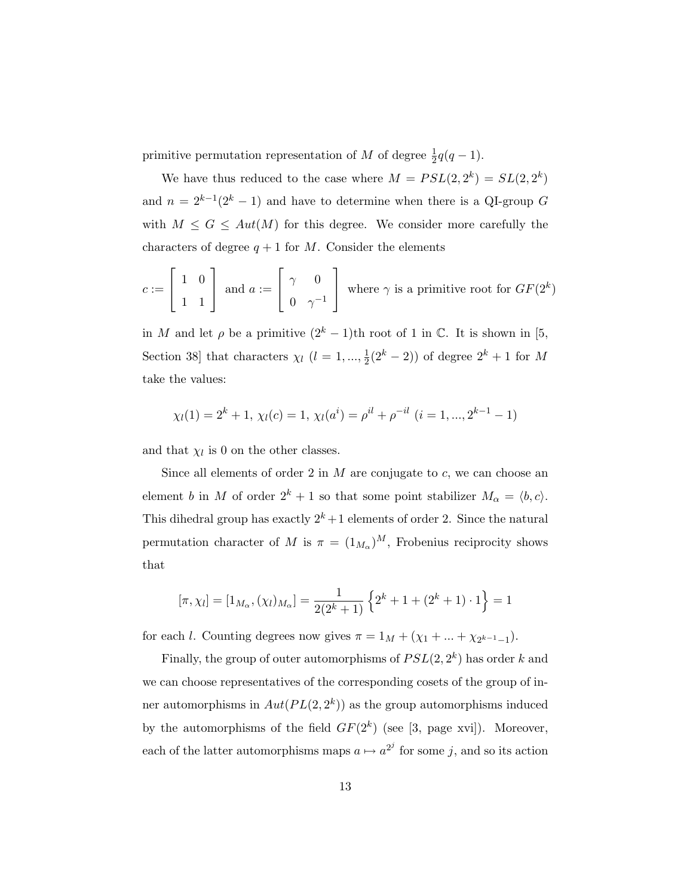primitive permutation representation of $M$ of degree $\frac{1}{2}q(q-1)$.

We have thus reduced to the case where $M = PSL(2, 2^k) = SL(2, 2^k)$ and $n = 2^{k-1}(2^k - 1)$ and have to determine when there is a QI-group $G$ with $M \leq G \leq Aut(M)$ for this degree. We consider more carefully the characters of degree $q + 1$ for $M$. Consider the elements

$$c := \begin{bmatrix} 1 & 0 \\ 1 & 1 \end{bmatrix} \text{ and } a := \begin{bmatrix} \gamma & 0 \\ 0 & \gamma^{-1} \end{bmatrix} \text{ where } \gamma \text{ is a primitive root for } GF(2^k)$$

in $M$ and let $\rho$ be a primitive $(2^k - 1)$th root of 1 in $\mathbb{C}$. It is shown in [5, Section 38] that characters $\chi_l$ $(l = 1, ..., \frac{1}{2}(2^k - 2))$ of degree $2^k + 1$ for $M$ take the values:

$$\chi_l(1) = 2^k + 1,\ \chi_l(c) = 1,\ \chi_l(a^i) = \rho^{il} + \rho^{-il}\ (i = 1, ..., 2^{k-1} - 1)$$

and that $\chi_l$ is 0 on the other classes.

Since all elements of order 2 in $M$ are conjugate to $c$, we can choose an element $b$ in $M$ of order $2^k + 1$ so that some point stabilizer $M_\alpha = \langle b, c \rangle$. This dihedral group has exactly $2^k + 1$ elements of order 2. Since the natural permutation character of $M$ is $\pi = (1_{M_\alpha})^M$, Frobenius reciprocity shows that

$$[\pi, \chi_l] = [1_{M_\alpha}, (\chi_l)_{M_\alpha}] = \frac{1}{2(2^k + 1)} \left\{ 2^k + 1 + (2^k + 1) \cdot 1 \right\} = 1$$

for each $l$. Counting degrees now gives $\pi = 1_M + (\chi_1 + ... + \chi_{2^{k-1}-1})$.

Finally, the group of outer automorphisms of $PSL(2, 2^k)$ has order $k$ and we can choose representatives of the corresponding cosets of the group of inner automorphisms in $Aut(PL(2, 2^k))$ as the group automorphisms induced by the automorphisms of the field $GF(2^k)$ (see [3, page xvi]). Moreover, each of the latter automorphisms maps $a \mapsto a^{2^j}$ for some $j$, and so its action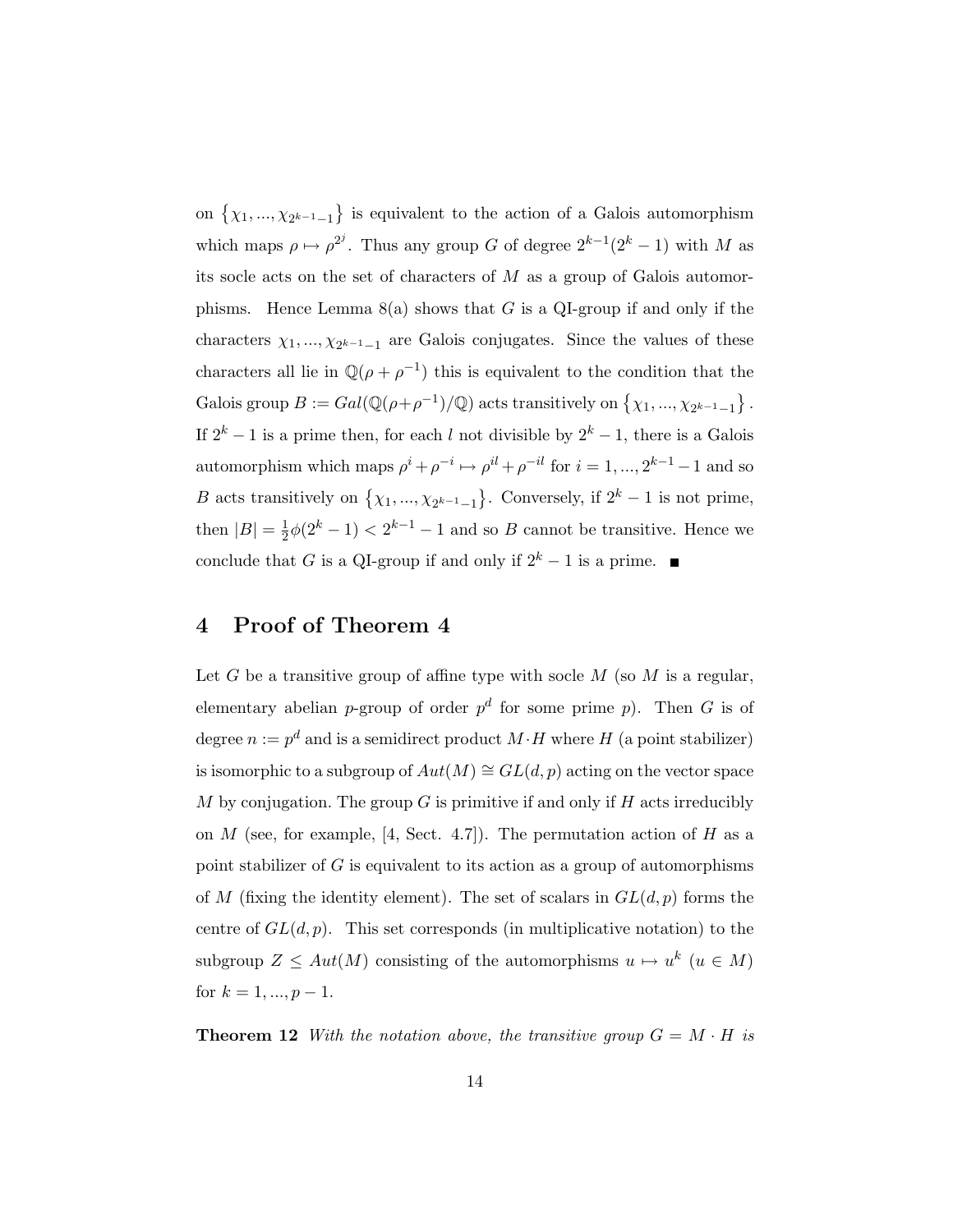on $\{\chi_1, ..., \chi_{2^{k-1}-1}\}$ is equivalent to the action of a Galois automorphism which maps $\rho \mapsto \rho^{2^j}$. Thus any group $G$ of degree $2^{k-1}(2^k - 1)$ with $M$ as its socle acts on the set of characters of $M$ as a group of Galois automorphisms. Hence Lemma 8(a) shows that $G$ is a QI-group if and only if the characters $\chi_1, ..., \chi_{2^{k-1}-1}$ are Galois conjugates. Since the values of these characters all lie in $\mathbb{Q}(\rho + \rho^{-1})$ this is equivalent to the condition that the Galois group $B := Gal(\mathbb{Q}(\rho+\rho^{-1})/\mathbb{Q})$ acts transitively on $\{\chi_1, ..., \chi_{2^{k-1}-1}\}$. If $2^k - 1$ is a prime then, for each $l$ not divisible by $2^k - 1$, there is a Galois automorphism which maps $\rho^i + \rho^{-i} \mapsto \rho^{il} + \rho^{-il}$ for $i = 1, ..., 2^{k-1} - 1$ and so $B$ acts transitively on $\{\chi_1, ..., \chi_{2^{k-1}-1}\}$. Conversely, if $2^k - 1$ is not prime, then $|B| = \frac{1}{2}\phi(2^k - 1) < 2^{k-1} - 1$ and so $B$ cannot be transitive. Hence we conclude that $G$ is a QI-group if and only if $2^k - 1$ is a prime. ∎

## 4 Proof of Theorem 4

Let $G$ be a transitive group of affine type with socle $M$ (so $M$ is a regular, elementary abelian $p$-group of order $p^d$ for some prime $p$). Then $G$ is of degree $n := p^d$ and is a semidirect product $M \cdot H$ where $H$ (a point stabilizer) is isomorphic to a subgroup of $Aut(M) \cong GL(d, p)$ acting on the vector space $M$ by conjugation. The group $G$ is primitive if and only if $H$ acts irreducibly on $M$ (see, for example, [4, Sect. 4.7]). The permutation action of $H$ as a point stabilizer of $G$ is equivalent to its action as a group of automorphisms of $M$ (fixing the identity element). The set of scalars in $GL(d, p)$ forms the centre of $GL(d, p)$. This set corresponds (in multiplicative notation) to the subgroup $Z \leq Aut(M)$ consisting of the automorphisms $u \mapsto u^k$ ($u \in M$) for $k = 1, ..., p - 1$.

**Theorem 12** *With the notation above, the transitive group $G = M \cdot H$ is*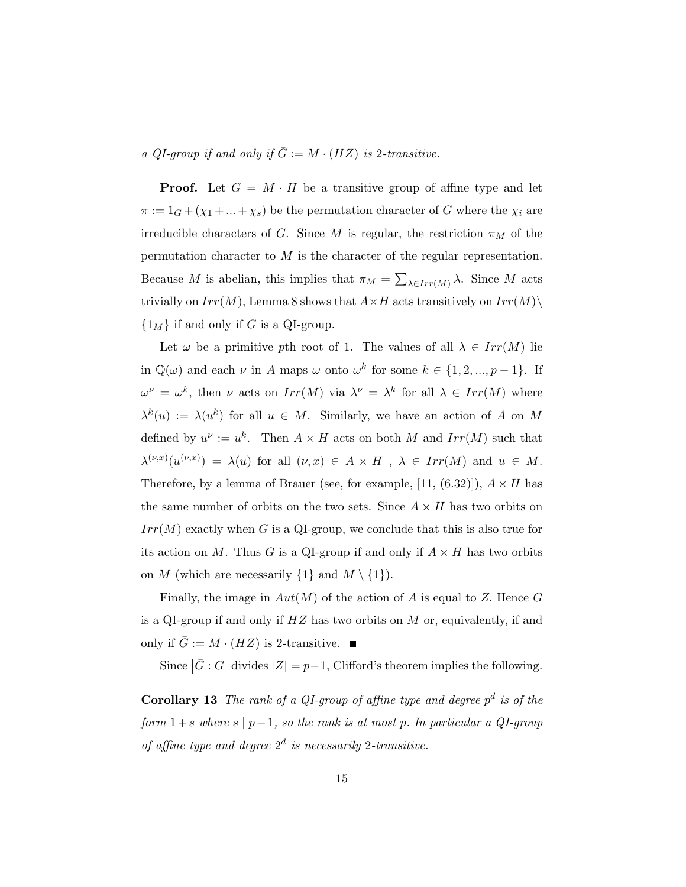*a QI-group if and only if $\bar{G} := M \cdot (HZ)$ is 2-transitive.*

**Proof.** Let $G = M \cdot H$ be a transitive group of affine type and let $\pi := 1_G + (\chi_1 + ... + \chi_s)$ be the permutation character of $G$ where the $\chi_i$ are irreducible characters of $G$. Since $M$ is regular, the restriction $\pi_M$ of the permutation character to $M$ is the character of the regular representation. Because $M$ is abelian, this implies that $\pi_M = \sum_{\lambda \in Irr(M)} \lambda$. Since $M$ acts trivially on $Irr(M)$, Lemma 8 shows that $A \times H$ acts transitively on $Irr(M) \setminus \{1_M\}$ if and only if $G$ is a QI-group.

Let $\omega$ be a primitive $p$th root of 1. The values of all $\lambda \in Irr(M)$ lie in $\mathbb{Q}(\omega)$ and each $\nu$ in $A$ maps $\omega$ onto $\omega^k$ for some $k \in \{1, 2, ..., p-1\}$. If $\omega^\nu = \omega^k$, then $\nu$ acts on $Irr(M)$ via $\lambda^\nu = \lambda^k$ for all $\lambda \in Irr(M)$ where $\lambda^k(u) := \lambda(u^k)$ for all $u \in M$. Similarly, we have an action of $A$ on $M$ defined by $u^\nu := u^k$. Then $A \times H$ acts on both $M$ and $Irr(M)$ such that $\lambda^{(\nu,x)}(u^{(\nu,x)}) = \lambda(u)$ for all $(\nu, x) \in A \times H$ , $\lambda \in Irr(M)$ and $u \in M$. Therefore, by a lemma of Brauer (see, for example, [11, (6.32)]), $A \times H$ has the same number of orbits on the two sets. Since $A \times H$ has two orbits on $Irr(M)$ exactly when $G$ is a QI-group, we conclude that this is also true for its action on $M$. Thus $G$ is a QI-group if and only if $A \times H$ has two orbits on $M$ (which are necessarily $\{1\}$ and $M \setminus \{1\}$).

Finally, the image in $Aut(M)$ of the action of $A$ is equal to $Z$. Hence $G$ is a QI-group if and only if $HZ$ has two orbits on $M$ or, equivalently, if and only if $\bar{G} := M \cdot (HZ)$ is 2-transitive. ■

Since $|\bar{G} : G|$ divides $|Z| = p-1$, Clifford's theorem implies the following.

**Corollary 13** *The rank of a QI-group of affine type and degree $p^d$ is of the form $1 + s$ where $s \mid p-1$, so the rank is at most $p$. In particular a QI-group of affine type and degree $2^d$ is necessarily 2-transitive.*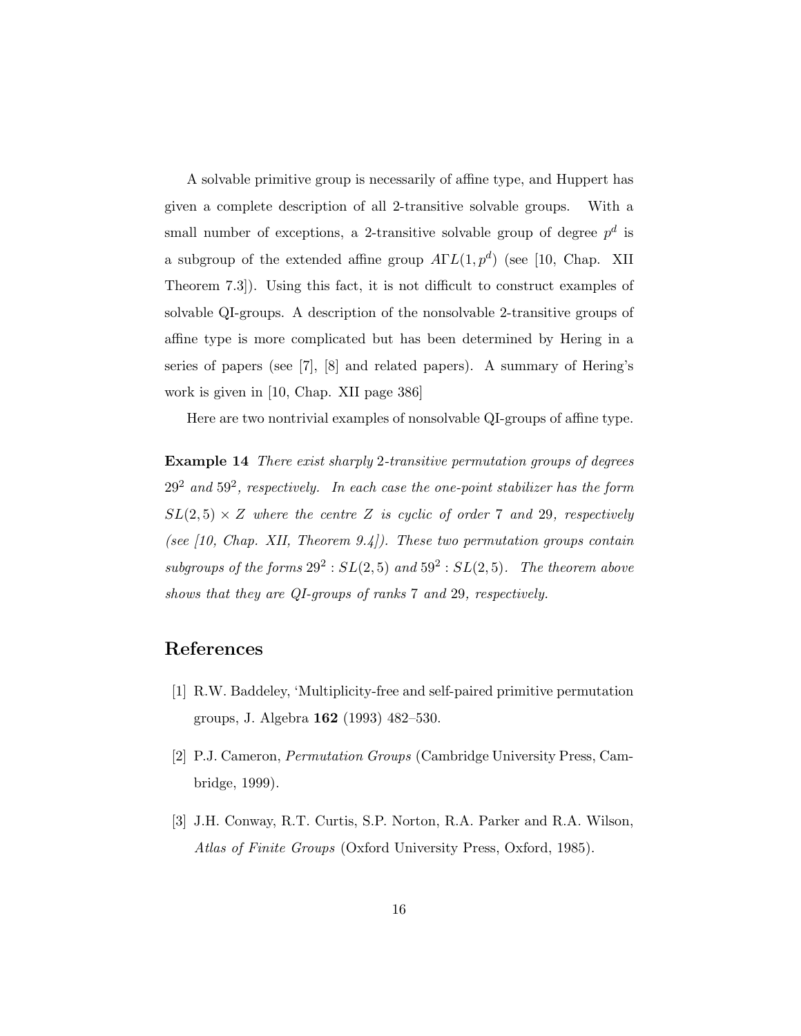A solvable primitive group is necessarily of affine type, and Huppert has given a complete description of all 2-transitive solvable groups. With a small number of exceptions, a 2-transitive solvable group of degree $p^d$ is a subgroup of the extended affine group $A\Gamma L(1, p^d)$ (see [10, Chap. XII Theorem 7.3]). Using this fact, it is not difficult to construct examples of solvable QI-groups. A description of the nonsolvable 2-transitive groups of affine type is more complicated but has been determined by Hering in a series of papers (see [7], [8] and related papers). A summary of Hering's work is given in [10, Chap. XII page 386]

Here are two nontrivial examples of nonsolvable QI-groups of affine type.

**Example 14** *There exist sharply* 2*-transitive permutation groups of degrees* $29^2$ *and* $59^2$*, respectively. In each case the one-point stabilizer has the form* $SL(2,5) \times Z$ *where the centre* $Z$ *is cyclic of order* 7 *and* 29*, respectively (see [10, Chap. XII, Theorem 9.4]). These two permutation groups contain subgroups of the forms* $29^2 : SL(2,5)$ *and* $59^2 : SL(2,5)$*. The theorem above shows that they are QI-groups of ranks* 7 *and* 29*, respectively.*

# References

[1] R.W. Baddeley, 'Multiplicity-free and self-paired primitive permutation groups, J. Algebra **162** (1993) 482–530.

[2] P.J. Cameron, *Permutation Groups* (Cambridge University Press, Cambridge, 1999).

[3] J.H. Conway, R.T. Curtis, S.P. Norton, R.A. Parker and R.A. Wilson, *Atlas of Finite Groups* (Oxford University Press, Oxford, 1985).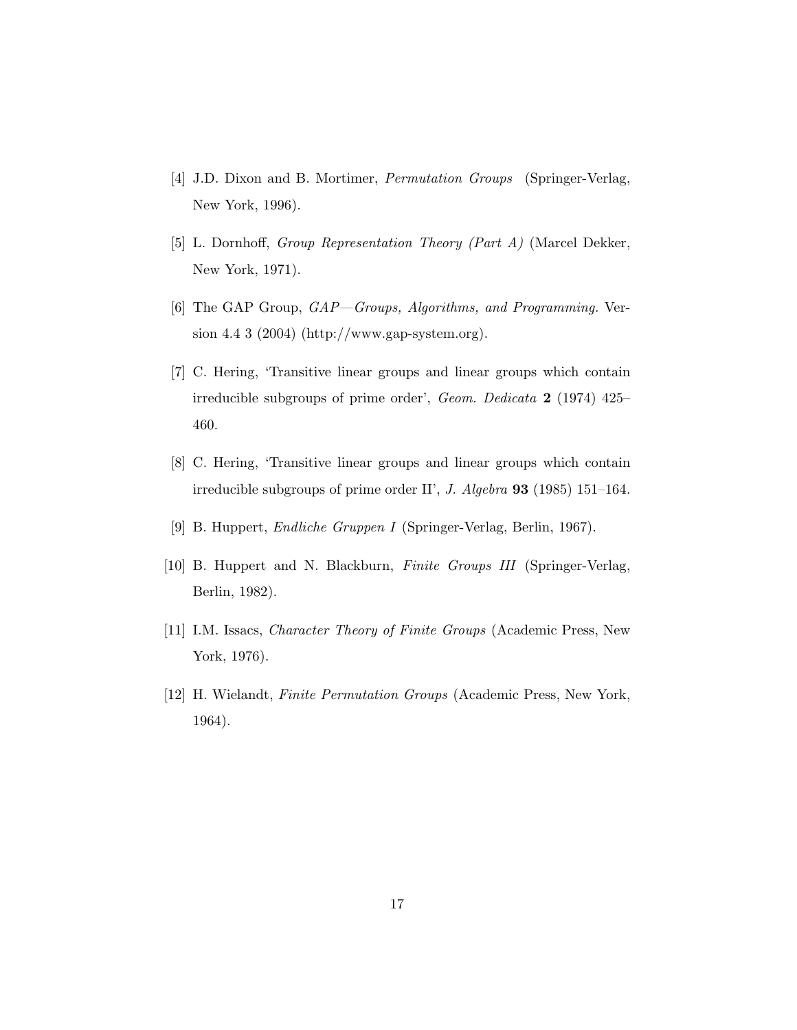[4] J.D. Dixon and B. Mortimer, *Permutation Groups* (Springer-Verlag, New York, 1996).

[5] L. Dornhoff, *Group Representation Theory (Part A)* (Marcel Dekker, New York, 1971).

[6] The GAP Group, *GAP—Groups, Algorithms, and Programming.* Version 4.4 3 (2004) (http://www.gap-system.org).

[7] C. Hering, 'Transitive linear groups and linear groups which contain irreducible subgroups of prime order', *Geom. Dedicata* **2** (1974) 425–460.

[8] C. Hering, 'Transitive linear groups and linear groups which contain irreducible subgroups of prime order II', *J. Algebra* **93** (1985) 151–164.

[9] B. Huppert, *Endliche Gruppen I* (Springer-Verlag, Berlin, 1967).

[10] B. Huppert and N. Blackburn, *Finite Groups III* (Springer-Verlag, Berlin, 1982).

[11] I.M. Issacs, *Character Theory of Finite Groups* (Academic Press, New York, 1976).

[12] H. Wielandt, *Finite Permutation Groups* (Academic Press, New York, 1964).